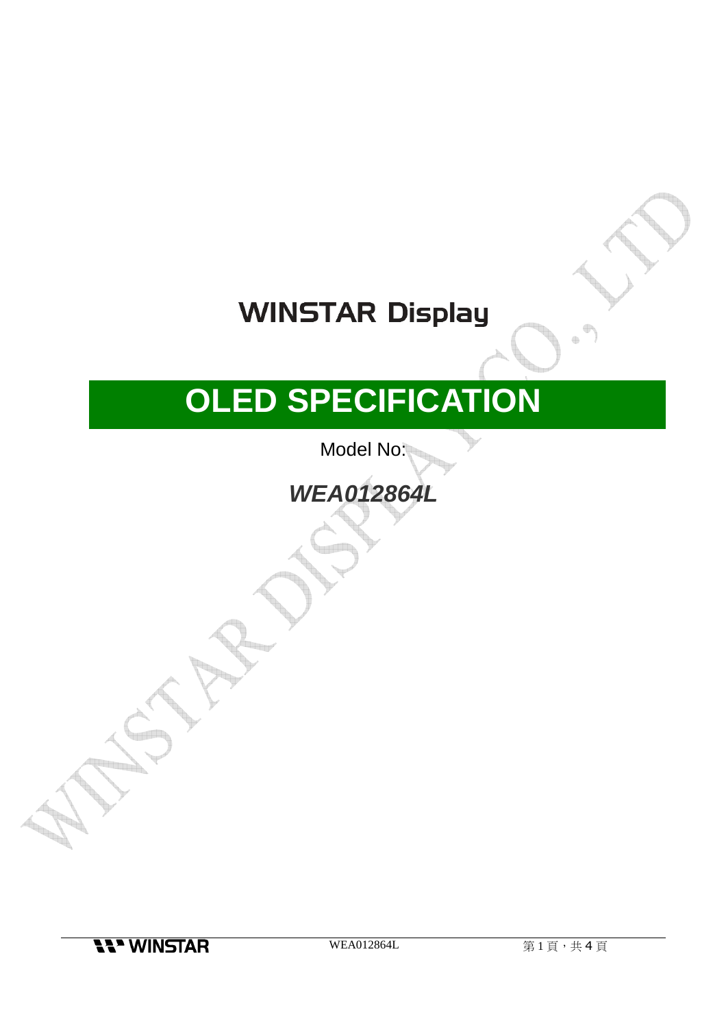# WINSTAR Display

# OLED SPECIFICATION

Model No:

***WEA012864L***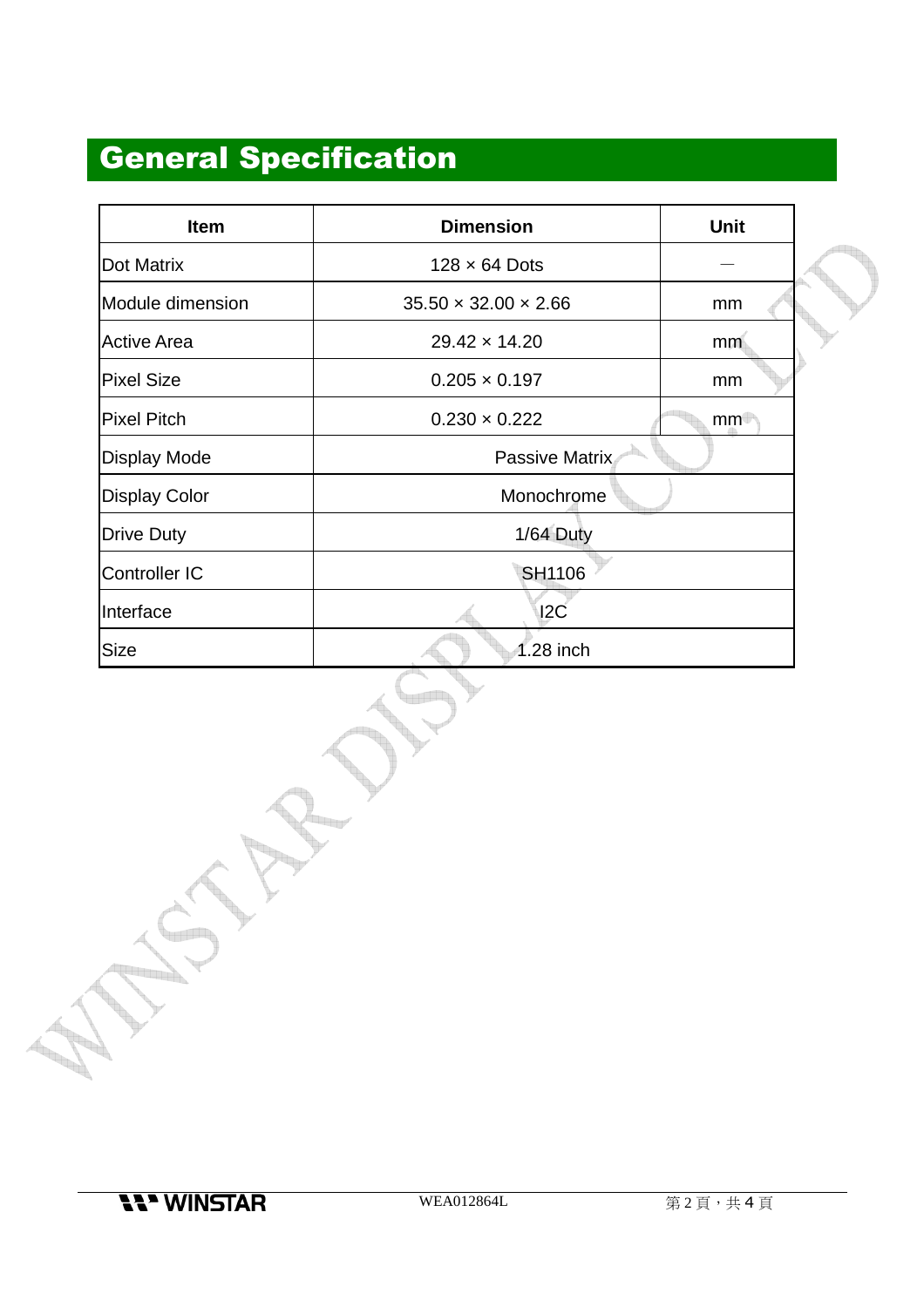# General Specification

| Item | Dimension | Unit |
|---|---|---|
| Dot Matrix | 128 × 64 Dots | — |
| Module dimension | 35.50 × 32.00 × 2.66 | mm |
| Active Area | 29.42 × 14.20 | mm |
| Pixel Size | 0.205 × 0.197 | mm |
| Pixel Pitch | 0.230 × 0.222 | mm |
| Display Mode | Passive Matrix | |
| Display Color | Monochrome | |
| Drive Duty | 1/64 Duty | |
| Controller IC | SH1106 | |
| Interface | I2C | |
| Size | 1.28 inch | |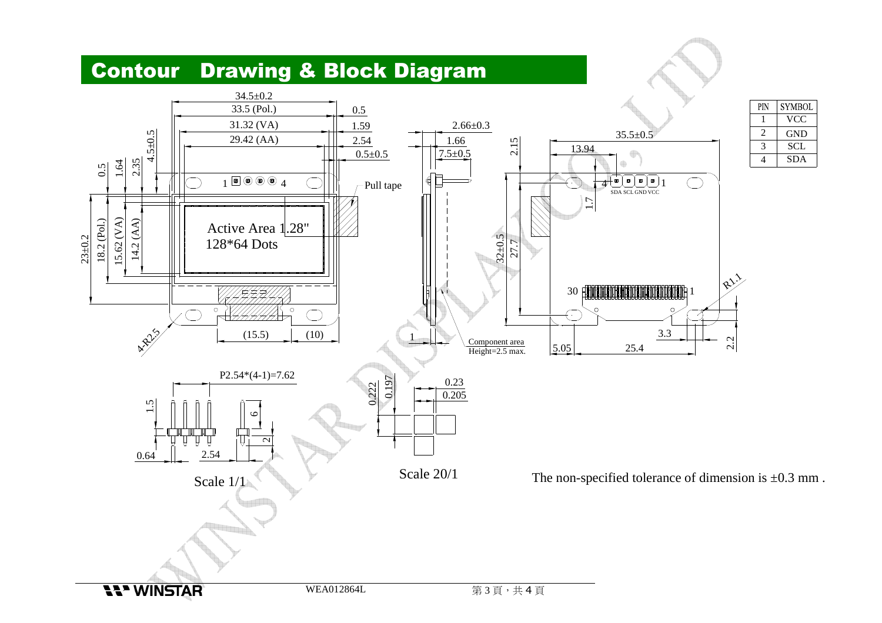## Contour Drawing & Block Diagram

| PIN | SYMBOL |
|---|---|
| 1 | VCC |
| 2 | GND |
| 3 | SCL |
| 4 | SDA |

Scale 1/1

Scale 20/1

The non-specified tolerance of dimension is ±0.3 mm .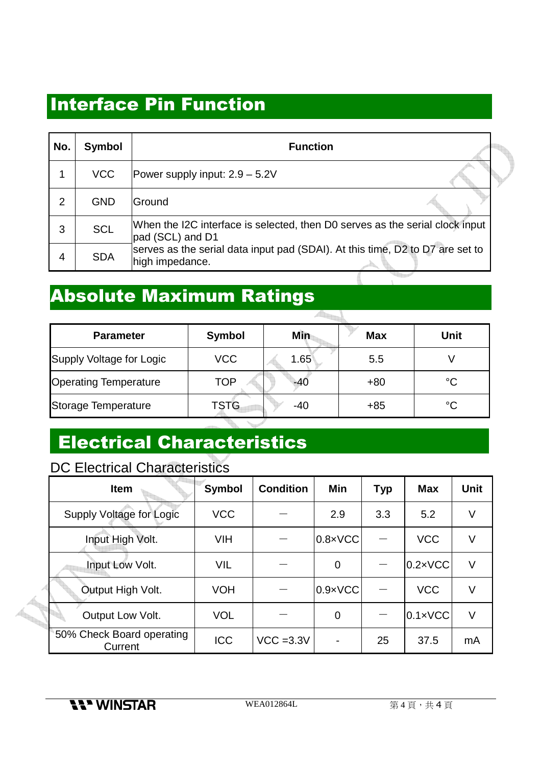# Interface Pin Function

| No. | Symbol | Function |
|---|---|---|
| 1 | VCC | Power supply input: 2.9 – 5.2V |
| 2 | GND | Ground |
| 3 | SCL | When the I2C interface is selected, then D0 serves as the serial clock input pad (SCL) and D1 |
| 4 | SDA | serves as the serial data input pad (SDAI). At this time, D2 to D7 are set to high impedance. |

# Absolute Maximum Ratings

| Parameter | Symbol | Min | Max | Unit |
|---|---|---|---|---|
| Supply Voltage for Logic | VCC | 1.65 | 5.5 | V |
| Operating Temperature | TOP | -40 | +80 | °C |
| Storage Temperature | TSTG | -40 | +85 | °C |

# Electrical Characteristics

## DC Electrical Characteristics

| Item | Symbol | Condition | Min | Typ | Max | Unit |
|---|---|---|---|---|---|---|
| Supply Voltage for Logic | VCC | — | 2.9 | 3.3 | 5.2 | V |
| Input High Volt. | VIH | — | 0.8×VCC | — | VCC | V |
| Input Low Volt. | VIL | — | 0 | — | 0.2×VCC | V |
| Output High Volt. | VOH | — | 0.9×VCC | — | VCC | V |
| Output Low Volt. | VOL | — | 0 | — | 0.1×VCC | V |
| 50% Check Board operating Current | ICC | VCC =3.3V | - | 25 | 37.5 | mA |